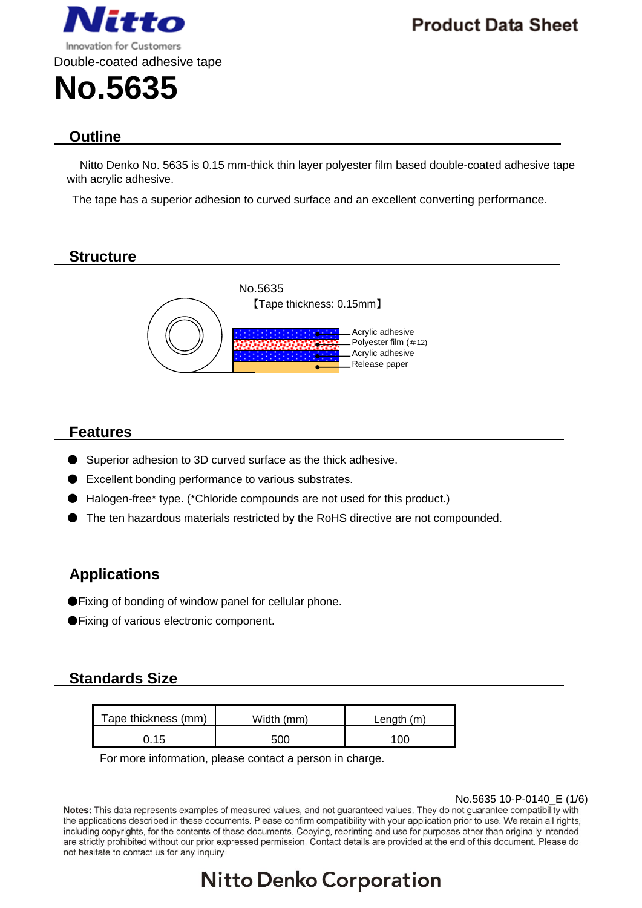Nitto
Innovation for Customers

Product Data Sheet

Double-coated adhesive tape

# No.5635

## Outline

Nitto Denko No. 5635 is 0.15 mm-thick thin layer polyester film based double-coated adhesive tape with acrylic adhesive.

The tape has a superior adhesion to curved surface and an excellent converting performance.

## Structure

No.5635
【Tape thickness: 0.15mm】

- Acrylic adhesive
- Polyester film (#12)
- Acrylic adhesive
- Release paper

## Features

- Superior adhesion to 3D curved surface as the thick adhesive.
- Excellent bonding performance to various substrates.
- Halogen-free* type. (*Chloride compounds are not used for this product.)
- The ten hazardous materials restricted by the RoHS directive are not compounded.

## Applications

- Fixing of bonding of window panel for cellular phone.
- Fixing of various electronic component.

## Standards Size

| Tape thickness (mm) | Width (mm) | Length (m) |
|---|---|---|
| 0.15 | 500 | 100 |

For more information, please contact a person in charge.

No.5635 10-P-0140_E

**Notes:** This data represents examples of measured values, and not guaranteed values. They do not guarantee compatibility with the applications described in these documents. Please confirm compatibility with your application prior to use. We retain all rights, including copyrights, for the contents of these documents. Copying, reprinting and use for purposes other than originally intended are strictly prohibited without our prior expressed permission. Contact details are provided at the end of this document. Please do not hesitate to contact us for any inquiry.

Nitto Denko Corporation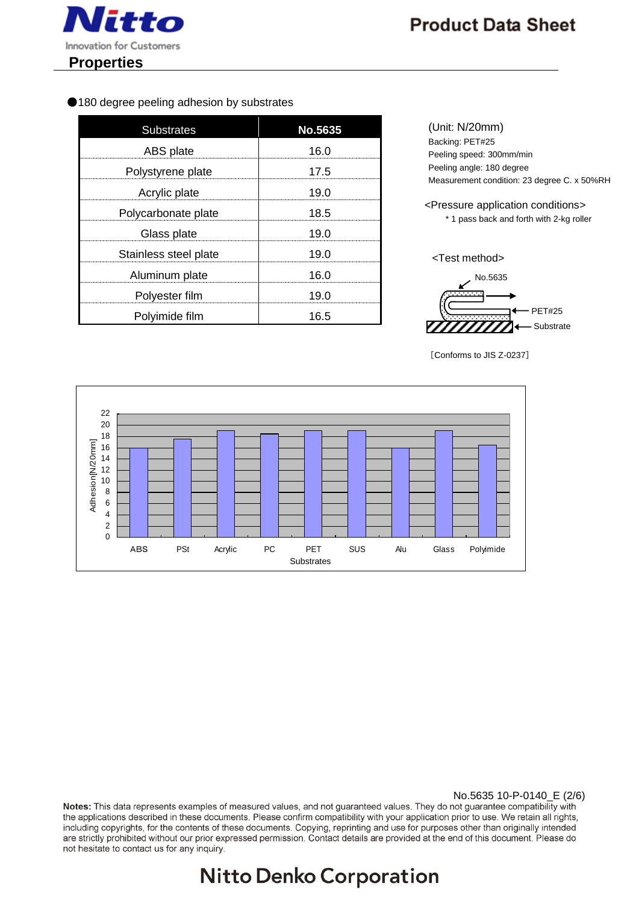## Properties

●180 degree peeling adhesion by substrates

| Substrates | No.5635 |
|---|---|
| ABS plate | 16.0 |
| Polystyrene plate | 17.5 |
| Acrylic plate | 19.0 |
| Polycarbonate plate | 18.5 |
| Glass plate | 19.0 |
| Stainless steel plate | 19.0 |
| Aluminum plate | 16.0 |
| Polyester film | 19.0 |
| Polyimide film | 16.5 |

(Unit: N/20mm)
Backing: PET#25
Peeling speed: 300mm/min
Peeling angle: 180 degree
Measurement condition: 23 degree C. x 50%RH

<Pressure application conditions>
* 1 pass back and forth with 2-kg roller

<Test method>

No.5635
PET#25
Substrate

［Conforms to JIS Z-0237］

Adhesion[N/20mm]

| Substrates | Adhesion [N/20mm] |
|---|---|
| ABS | 16.0 |
| PSt | 17.5 |
| Acrylic | 19.0 |
| PC | 18.5 |
| PET | 19.0 |
| SUS | 19.0 |
| Alu | 16.0 |
| Glass | 19.0 |
| Polyimide | 16.5 |

No.5635 10-P-0140_E (2/6)

**Notes:** This data represents examples of measured values, and not guaranteed values. They do not guarantee compatibility with the applications described in these documents. Please confirm compatibility with your application prior to use. We retain all rights, including copyrights, for the contents of these documents. Copying, reprinting and use for purposes other than originally intended are strictly prohibited without our prior expressed permission. Contact details are provided at the end of this document. Please do not hesitate to contact us for any inquiry.

Nitto Denko Corporation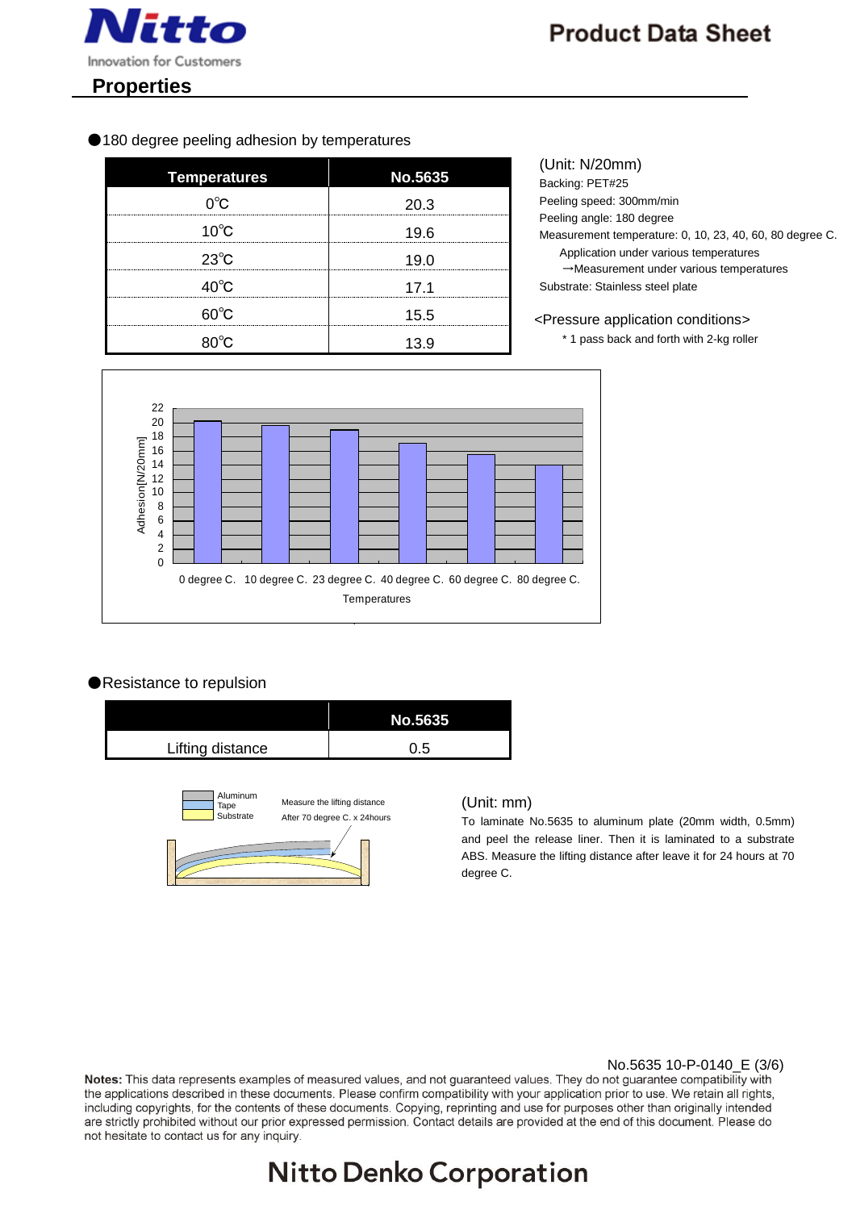## Properties

●180 degree peeling adhesion by temperatures

| Temperatures | No.5635 |
|---|---|
| 0℃ | 20.3 |
| 10℃ | 19.6 |
| 23℃ | 19.0 |
| 40℃ | 17.1 |
| 60℃ | 15.5 |
| 80℃ | 13.9 |

(Unit: N/20mm)
Backing: PET#25
Peeling speed: 300mm/min
Peeling angle: 180 degree
Measurement temperature: 0, 10, 23, 40, 60, 80 degree C.
Application under various temperatures
→Measurement under various temperatures
Substrate: Stainless steel plate

<Pressure application conditions>
* 1 pass back and forth with 2-kg roller

Adhesion[N/20mm]

0 degree C. 10 degree C. 23 degree C. 40 degree C. 60 degree C. 80 degree C.

Temperatures

●Resistance to repulsion

| | No.5635 |
|---|---|
| Lifting distance | 0.5 |

Aluminum
Tape
Substrate

Measure the lifting distance
After 70 degree C. x 24hours

(Unit: mm)
To laminate No.5635 to aluminum plate (20mm width, 0.5mm) and peel the release liner. Then it is laminated to a substrate ABS. Measure the lifting distance after leave it for 24 hours at 70 degree C.

No.5635 10-P-0140_E (3/6)

**Notes:** This data represents examples of measured values, and not guaranteed values. They do not guarantee compatibility with the applications described in these documents. Please confirm compatibility with your application prior to use. We retain all rights, including copyrights, for the contents of these documents. Copying, reprinting and use for purposes other than originally intended are strictly prohibited without our prior expressed permission. Contact details are provided at the end of this document. Please do not hesitate to contact us for any inquiry.

Nitto Denko Corporation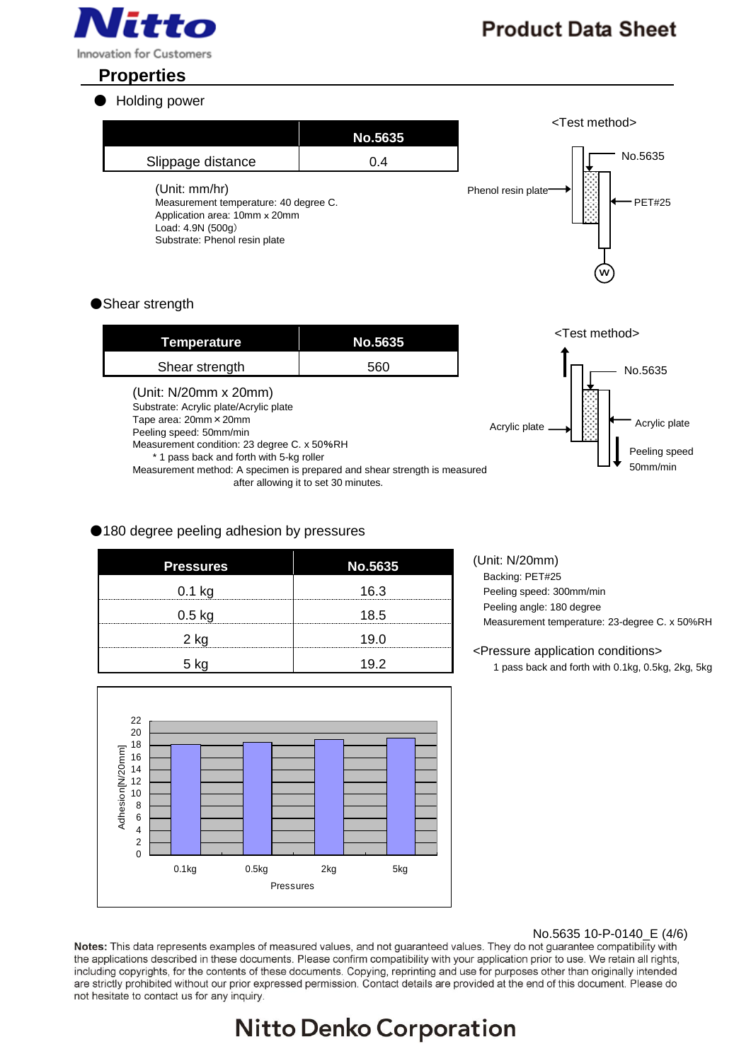## Properties

● Holding power

| | No.5635 |
|---|---|
| Slippage distance | 0.4 |

(Unit: mm/hr)
Measurement temperature: 40 degree C.
Application area: 10mm x 20mm
Load: 4.9N (500g)
Substrate: Phenol resin plate

<Test method>

No.5635
Phenol resin plate
PET#25
W

● Shear strength

| Temperature | No.5635 |
|---|---|
| Shear strength | 560 |

(Unit: N/20mm x 20mm)
Substrate: Acrylic plate/Acrylic plate
Tape area: 20mm × 20mm
Peeling speed: 50mm/min
Measurement condition: 23 degree C. x 50%RH
  * 1 pass back and forth with 5-kg roller
Measurement method: A specimen is prepared and shear strength is measured after allowing it to set 30 minutes.

<Test method>

No.5635
Acrylic plate
Acrylic plate
Peeling speed 50mm/min

● 180 degree peeling adhesion by pressures

| Pressures | No.5635 |
|---|---|
| 0.1 kg | 16.3 |
| 0.5 kg | 18.5 |
| 2 kg | 19.0 |
| 5 kg | 19.2 |

(Unit: N/20mm)
Backing: PET#25
Peeling speed: 300mm/min
Peeling angle: 180 degree
Measurement temperature: 23-degree C. x 50%RH

<Pressure application conditions>
1 pass back and forth with 0.1kg, 0.5kg, 2kg, 5kg

Adhesion[N/20mm]: 0, 2, 4, 6, 8, 10, 12, 14, 16, 18, 20, 22
Pressures: 0.1kg, 0.5kg, 2kg, 5kg

No.5635 10-P-0140_E (4/6)

**Notes:** This data represents examples of measured values, and not guaranteed values. They do not guarantee compatibility with the applications described in these documents. Please confirm compatibility with your application prior to use. We retain all rights, including copyrights, for the contents of these documents. Copying, reprinting and use for purposes other than originally intended are strictly prohibited without our prior expressed permission. Contact details are provided at the end of this document. Please do not hesitate to contact us for any inquiry.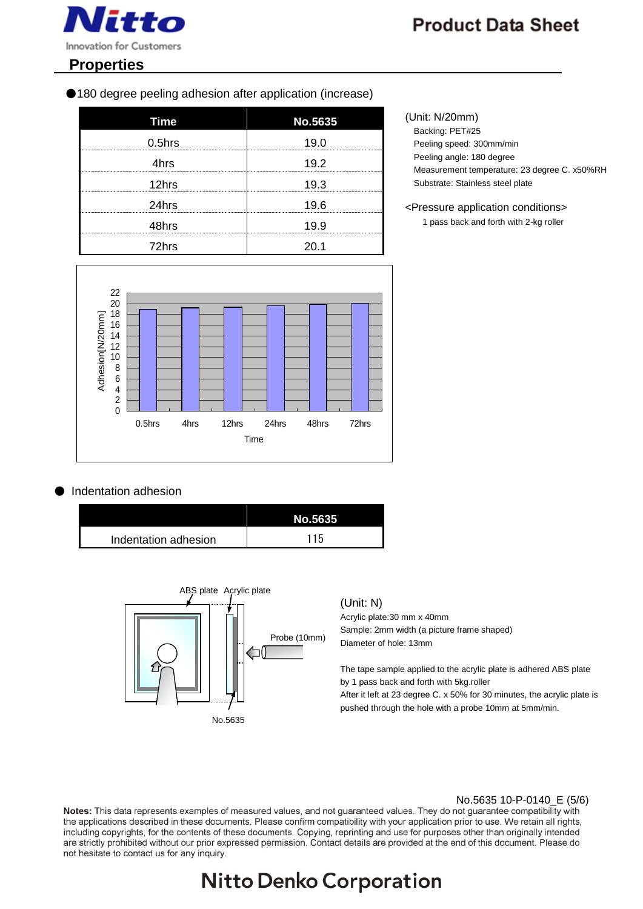## Properties

● 180 degree peeling adhesion after application (increase)

| Time | No.5635 |
|---|---|
| 0.5hrs | 19.0 |
| 4hrs | 19.2 |
| 12hrs | 19.3 |
| 24hrs | 19.6 |
| 48hrs | 19.9 |
| 72hrs | 20.1 |

(Unit: N/20mm)

Backing: PET#25
Peeling speed: 300mm/min
Peeling angle: 180 degree
Measurement temperature: 23 degree C. x50%RH
Substrate: Stainless steel plate

<Pressure application conditions>

1 pass back and forth with 2-kg roller

● Indentation adhesion

| | No.5635 |
|---|---|
| Indentation adhesion | 115 |

(Unit: N)

Acrylic plate:30 mm x 40mm
Sample: 2mm width (a picture frame shaped)
Diameter of hole: 13mm

The tape sample applied to the acrylic plate is adhered ABS plate by 1 pass back and forth with 5kg.roller
After it left at 23 degree C. x 50% for 30 minutes, the acrylic plate is pushed through the hole with a probe 10mm at 5mm/min.

No.5635 10-P-0140_E (5/6)

**Notes:** This data represents examples of measured values, and not guaranteed values. They do not guarantee compatibility with the applications described in these documents. Please confirm compatibility with your application prior to use. We retain all rights, including copyrights, for the contents of these documents. Copying, reprinting and use for purposes other than originally intended are strictly prohibited without our prior expressed permission. Contact details are provided at the end of this document. Please do not hesitate to contact us for any inquiry.

Nitto Denko Corporation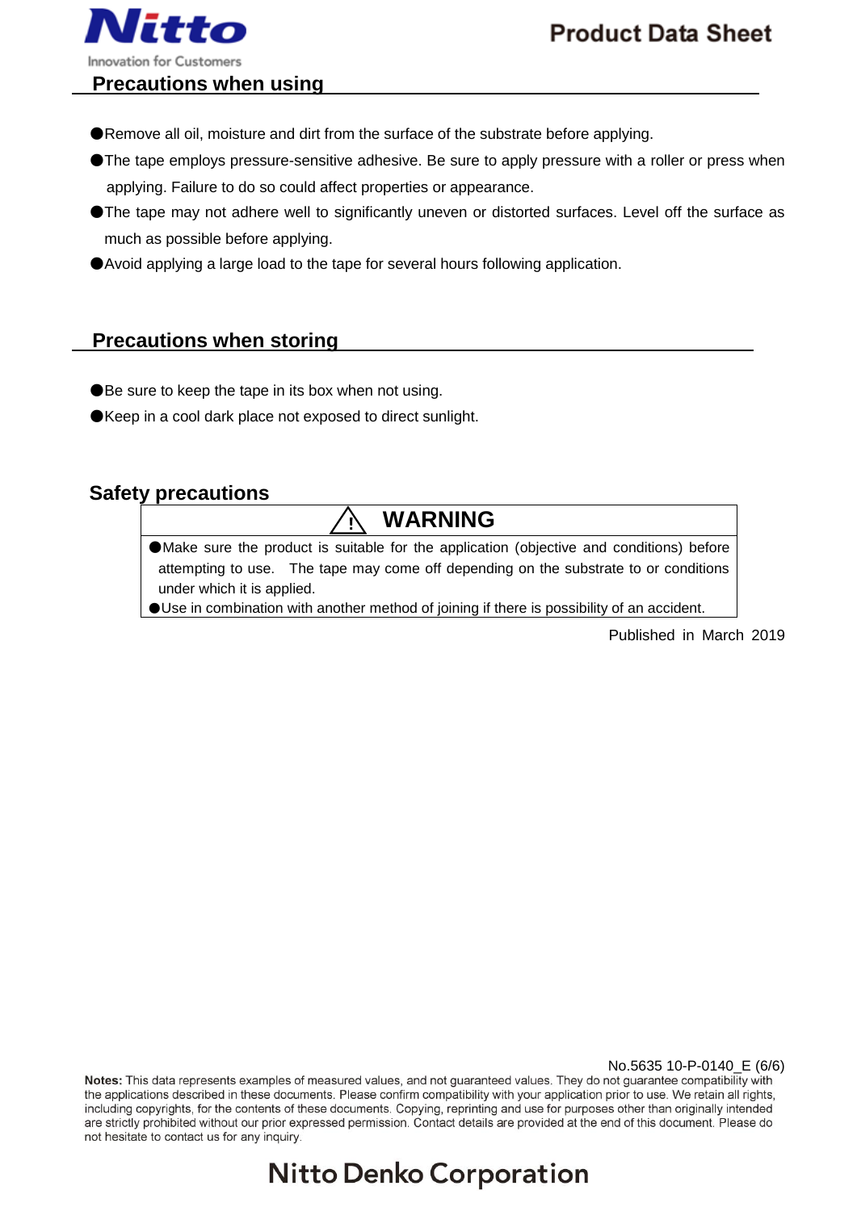## Precautions when using

- Remove all oil, moisture and dirt from the surface of the substrate before applying.
- The tape employs pressure-sensitive adhesive. Be sure to apply pressure with a roller or press when applying. Failure to do so could affect properties or appearance.
- The tape may not adhere well to significantly uneven or distorted surfaces. Level off the surface as much as possible before applying.
- Avoid applying a large load to the tape for several hours following application.

## Precautions when storing

- Be sure to keep the tape in its box when not using.
- Keep in a cool dark place not exposed to direct sunlight.

## Safety precautions

**⚠ WARNING**

- Make sure the product is suitable for the application (objective and conditions) before attempting to use. The tape may come off depending on the substrate to or conditions under which it is applied.
- Use in combination with another method of joining if there is possibility of an accident.

Published in March 2019

No.5635 10-P-0140_E

**Notes:** This data represents examples of measured values, and not guaranteed values. They do not guarantee compatibility with the applications described in these documents. Please confirm compatibility with your application prior to use. We retain all rights, including copyrights, for the contents of these documents. Copying, reprinting and use for purposes other than originally intended are strictly prohibited without our prior expressed permission. Contact details are provided at the end of this document. Please do not hesitate to contact us for any inquiry.

Nitto Denko Corporation